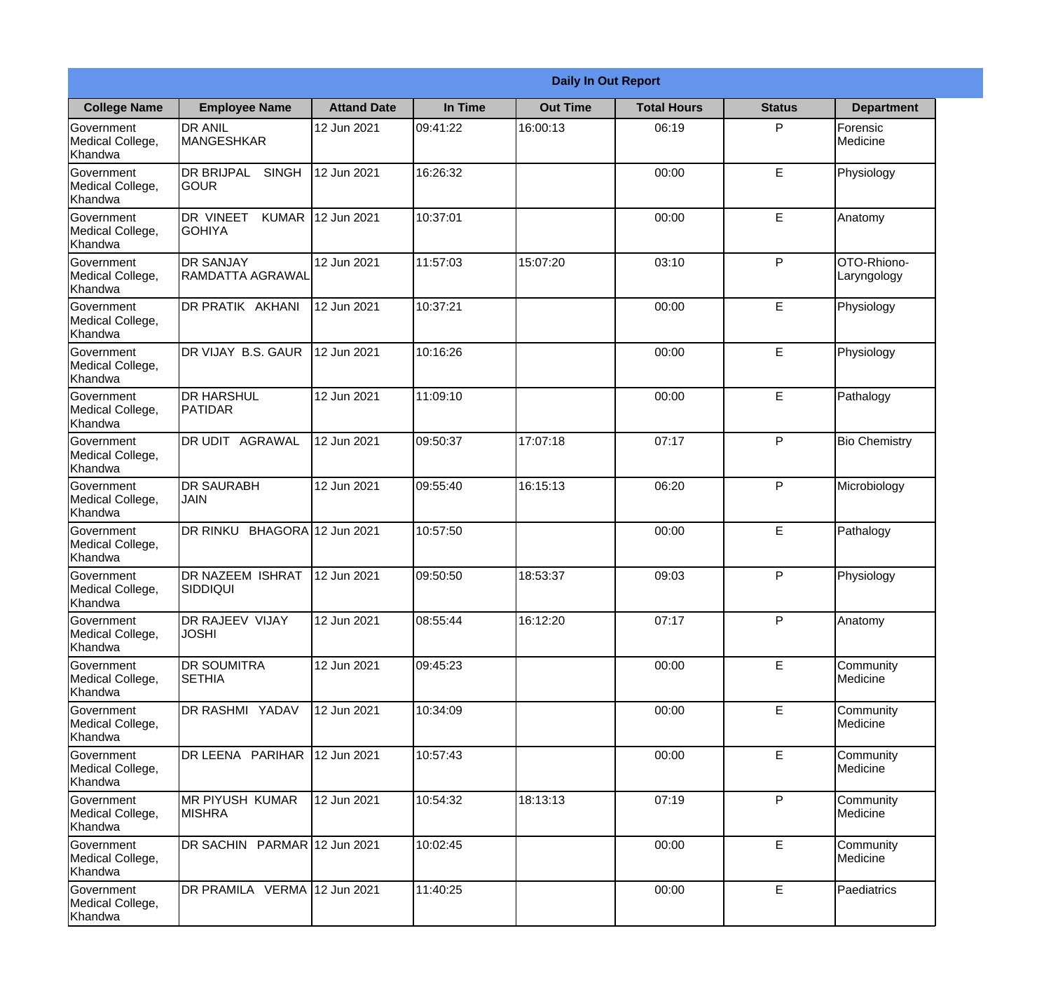| Daily In Out Report | | | | | | | |
|---|---|---|---|---|---|---|---|
| **College Name** | **Employee Name** | **Attand Date** | **In Time** | **Out Time** | **Total Hours** | **Status** | **Department** |
| Government Medical College, Khandwa | DR ANIL MANGESHKAR | 12 Jun 2021 | 09:41:22 | 16:00:13 | 06:19 | P | Forensic Medicine |
| Government Medical College, Khandwa | DR BRIJPAL SINGH GOUR | 12 Jun 2021 | 16:26:32 | | 00:00 | E | Physiology |
| Government Medical College, Khandwa | DR VINEET KUMAR GOHIYA | 12 Jun 2021 | 10:37:01 | | 00:00 | E | Anatomy |
| Government Medical College, Khandwa | DR SANJAY RAMDATTA AGRAWAL | 12 Jun 2021 | 11:57:03 | 15:07:20 | 03:10 | P | OTO-Rhiono-Laryngology |
| Government Medical College, Khandwa | DR PRATIK AKHANI | 12 Jun 2021 | 10:37:21 | | 00:00 | E | Physiology |
| Government Medical College, Khandwa | DR VIJAY B.S. GAUR | 12 Jun 2021 | 10:16:26 | | 00:00 | E | Physiology |
| Government Medical College, Khandwa | DR HARSHUL PATIDAR | 12 Jun 2021 | 11:09:10 | | 00:00 | E | Pathalogy |
| Government Medical College, Khandwa | DR UDIT AGRAWAL | 12 Jun 2021 | 09:50:37 | 17:07:18 | 07:17 | P | Bio Chemistry |
| Government Medical College, Khandwa | DR SAURABH JAIN | 12 Jun 2021 | 09:55:40 | 16:15:13 | 06:20 | P | Microbiology |
| Government Medical College, Khandwa | DR RINKU BHAGORA | 12 Jun 2021 | 10:57:50 | | 00:00 | E | Pathalogy |
| Government Medical College, Khandwa | DR NAZEEM ISHRAT SIDDIQUI | 12 Jun 2021 | 09:50:50 | 18:53:37 | 09:03 | P | Physiology |
| Government Medical College, Khandwa | DR RAJEEV VIJAY JOSHI | 12 Jun 2021 | 08:55:44 | 16:12:20 | 07:17 | P | Anatomy |
| Government Medical College, Khandwa | DR SOUMITRA SETHIA | 12 Jun 2021 | 09:45:23 | | 00:00 | E | Community Medicine |
| Government Medical College, Khandwa | DR RASHMI YADAV | 12 Jun 2021 | 10:34:09 | | 00:00 | E | Community Medicine |
| Government Medical College, Khandwa | DR LEENA PARIHAR | 12 Jun 2021 | 10:57:43 | | 00:00 | E | Community Medicine |
| Government Medical College, Khandwa | MR PIYUSH KUMAR MISHRA | 12 Jun 2021 | 10:54:32 | 18:13:13 | 07:19 | P | Community Medicine |
| Government Medical College, Khandwa | DR SACHIN PARMAR | 12 Jun 2021 | 10:02:45 | | 00:00 | E | Community Medicine |
| Government Medical College, Khandwa | DR PRAMILA VERMA | 12 Jun 2021 | 11:40:25 | | 00:00 | E | Paediatrics |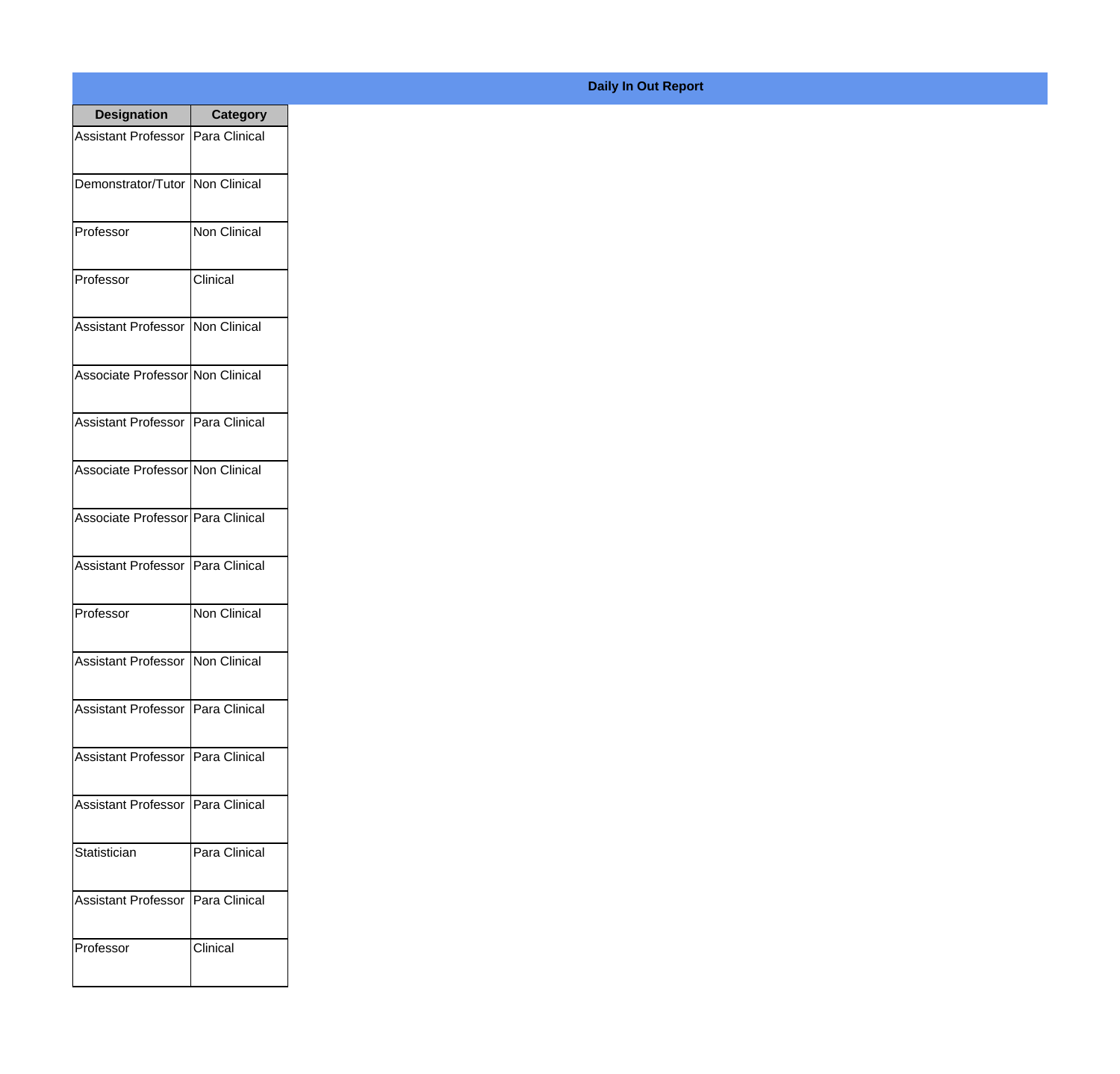**Daily In Out Report**

| Designation | Category |
| --- | --- |
| Assistant Professor | Para Clinical |
| Demonstrator/Tutor | Non Clinical |
| Professor | Non Clinical |
| Professor | Clinical |
| Assistant Professor | Non Clinical |
| Associate Professor | Non Clinical |
| Assistant Professor | Para Clinical |
| Associate Professor | Non Clinical |
| Associate Professor | Para Clinical |
| Assistant Professor | Para Clinical |
| Professor | Non Clinical |
| Assistant Professor | Non Clinical |
| Assistant Professor | Para Clinical |
| Assistant Professor | Para Clinical |
| Assistant Professor | Para Clinical |
| Statistician | Para Clinical |
| Assistant Professor | Para Clinical |
| Professor | Clinical |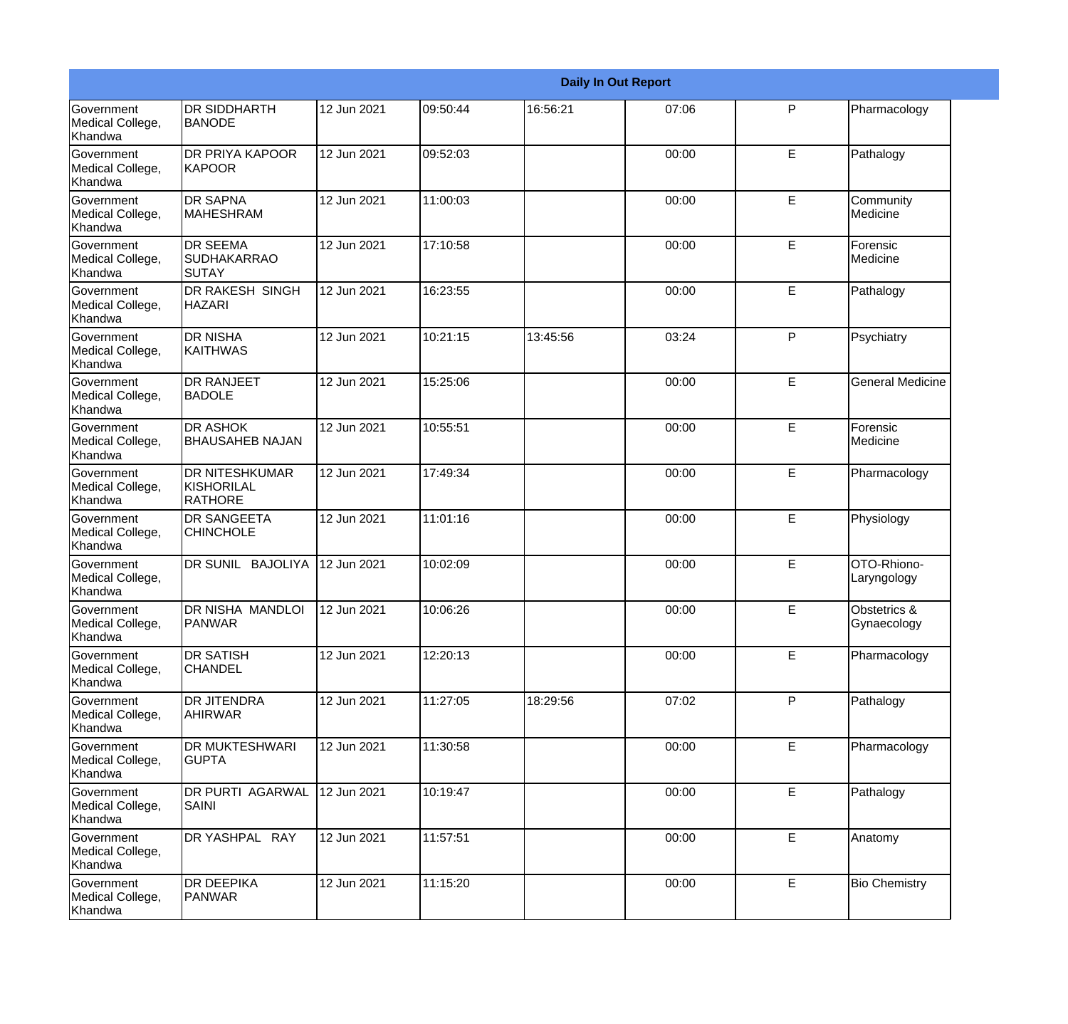| Daily In Out Report | | | | | | | |
|---|---|---|---|---|---|---|---|
| Government Medical College, Khandwa | DR SIDDHARTH BANODE | 12 Jun 2021 | 09:50:44 | 16:56:21 | 07:06 | P | Pharmacology |
| Government Medical College, Khandwa | DR PRIYA KAPOOR KAPOOR | 12 Jun 2021 | 09:52:03 | | 00:00 | E | Pathalogy |
| Government Medical College, Khandwa | DR SAPNA MAHESHRAM | 12 Jun 2021 | 11:00:03 | | 00:00 | E | Community Medicine |
| Government Medical College, Khandwa | DR SEEMA SUDHAKARRAO SUTAY | 12 Jun 2021 | 17:10:58 | | 00:00 | E | Forensic Medicine |
| Government Medical College, Khandwa | DR RAKESH SINGH HAZARI | 12 Jun 2021 | 16:23:55 | | 00:00 | E | Pathalogy |
| Government Medical College, Khandwa | DR NISHA KAITHWAS | 12 Jun 2021 | 10:21:15 | 13:45:56 | 03:24 | P | Psychiatry |
| Government Medical College, Khandwa | DR RANJEET BADOLE | 12 Jun 2021 | 15:25:06 | | 00:00 | E | General Medicine |
| Government Medical College, Khandwa | DR ASHOK BHAUSAHEB NAJAN | 12 Jun 2021 | 10:55:51 | | 00:00 | E | Forensic Medicine |
| Government Medical College, Khandwa | DR NITESHKUMAR KISHORILAL RATHORE | 12 Jun 2021 | 17:49:34 | | 00:00 | E | Pharmacology |
| Government Medical College, Khandwa | DR SANGEETA CHINCHOLE | 12 Jun 2021 | 11:01:16 | | 00:00 | E | Physiology |
| Government Medical College, Khandwa | DR SUNIL BAJOLIYA | 12 Jun 2021 | 10:02:09 | | 00:00 | E | OTO-Rhiono-Laryngology |
| Government Medical College, Khandwa | DR NISHA MANDLOI PANWAR | 12 Jun 2021 | 10:06:26 | | 00:00 | E | Obstetrics & Gynaecology |
| Government Medical College, Khandwa | DR SATISH CHANDEL | 12 Jun 2021 | 12:20:13 | | 00:00 | E | Pharmacology |
| Government Medical College, Khandwa | DR JITENDRA AHIRWAR | 12 Jun 2021 | 11:27:05 | 18:29:56 | 07:02 | P | Pathalogy |
| Government Medical College, Khandwa | DR MUKTESHWARI GUPTA | 12 Jun 2021 | 11:30:58 | | 00:00 | E | Pharmacology |
| Government Medical College, Khandwa | DR PURTI AGARWAL SAINI | 12 Jun 2021 | 10:19:47 | | 00:00 | E | Pathalogy |
| Government Medical College, Khandwa | DR YASHPAL RAY | 12 Jun 2021 | 11:57:51 | | 00:00 | E | Anatomy |
| Government Medical College, Khandwa | DR DEEPIKA PANWAR | 12 Jun 2021 | 11:15:20 | | 00:00 | E | Bio Chemistry |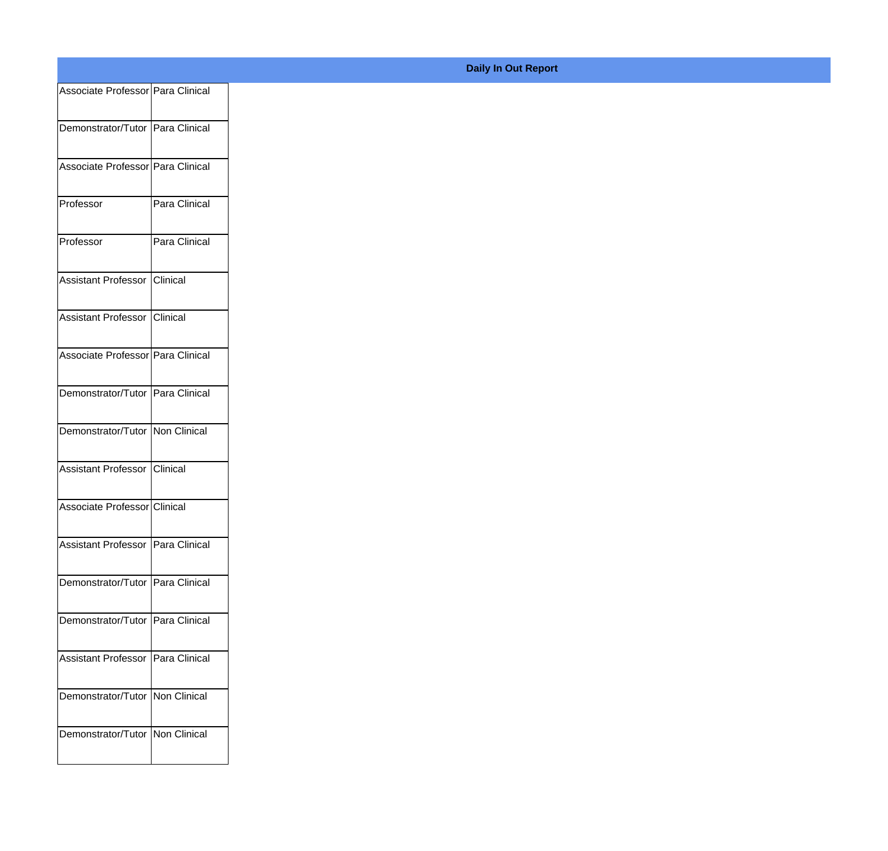**Daily In Out Report**

| | |
|---|---|
| Associate Professor | Para Clinical |
| Demonstrator/Tutor | Para Clinical |
| Associate Professor | Para Clinical |
| Professor | Para Clinical |
| Professor | Para Clinical |
| Assistant Professor | Clinical |
| Assistant Professor | Clinical |
| Associate Professor | Para Clinical |
| Demonstrator/Tutor | Para Clinical |
| Demonstrator/Tutor | Non Clinical |
| Assistant Professor | Clinical |
| Associate Professor | Clinical |
| Assistant Professor | Para Clinical |
| Demonstrator/Tutor | Para Clinical |
| Demonstrator/Tutor | Para Clinical |
| Assistant Professor | Para Clinical |
| Demonstrator/Tutor | Non Clinical |
| Demonstrator/Tutor | Non Clinical |